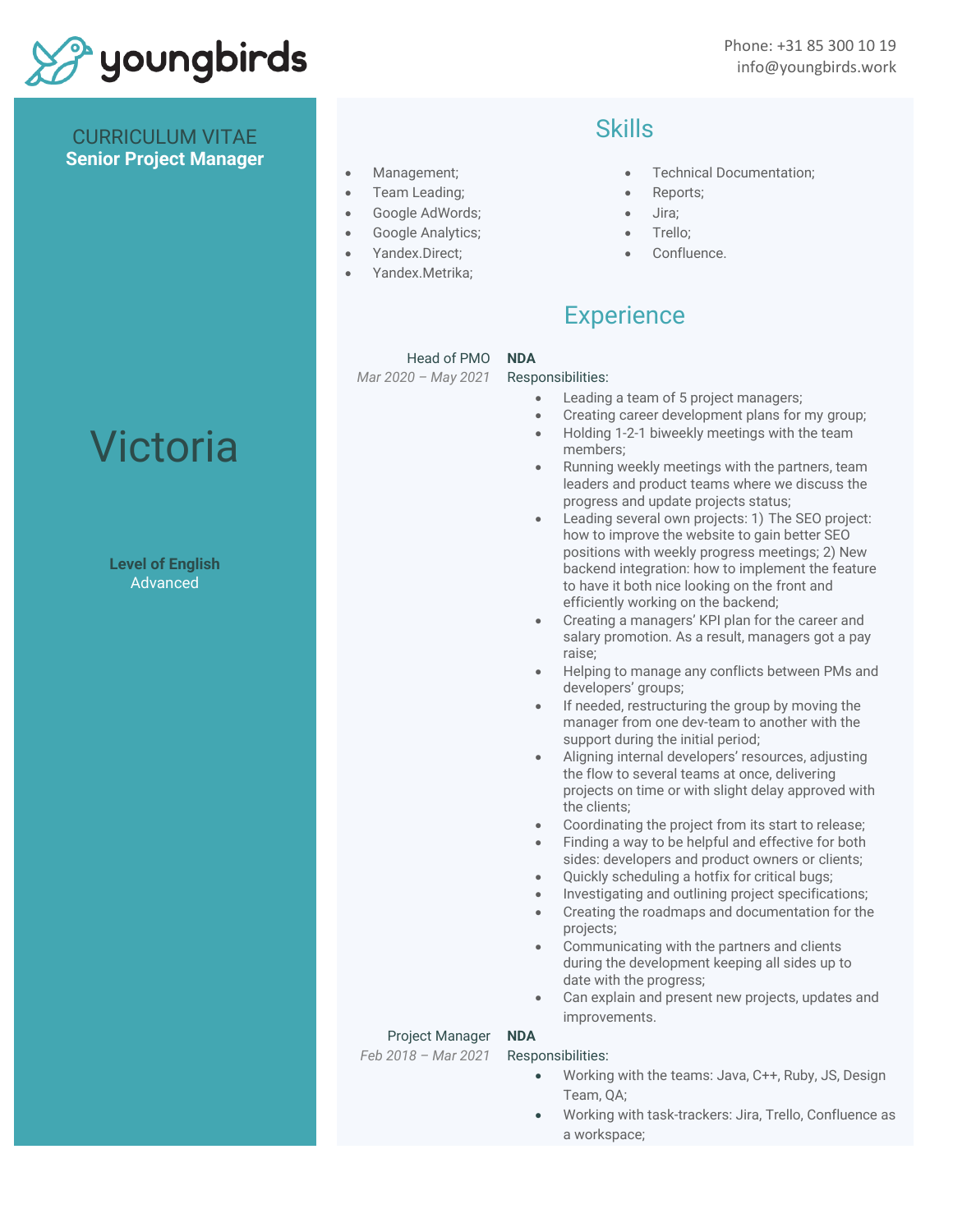youngbirds

Phone: +31 85 300 10 19
info@youngbirds.work

CURRICULUM VITAE
**Senior Project Manager**

# Victoria

**Level of English**
Advanced

## Skills

- Management;
- Team Leading;
- Google AdWords;
- Google Analytics;
- Yandex.Direct;
- Yandex.Metrika;
- Technical Documentation;
- Reports;
- Jira;
- Trello;
- Confluence.

## Experience

Head of PMO
*Mar 2020 – May 2021*

**NDA**

Responsibilities:

- Leading a team of 5 project managers;
- Creating career development plans for my group;
- Holding 1-2-1 biweekly meetings with the team members;
- Running weekly meetings with the partners, team leaders and product teams where we discuss the progress and update projects status;
- Leading several own projects: 1) The SEO project: how to improve the website to gain better SEO positions with weekly progress meetings; 2) New backend integration: how to implement the feature to have it both nice looking on the front and efficiently working on the backend;
- Creating a managers' KPI plan for the career and salary promotion. As a result, managers got a pay raise;
- Helping to manage any conflicts between PMs and developers' groups;
- If needed, restructuring the group by moving the manager from one dev-team to another with the support during the initial period;
- Aligning internal developers' resources, adjusting the flow to several teams at once, delivering projects on time or with slight delay approved with the clients;
- Coordinating the project from its start to release;
- Finding a way to be helpful and effective for both sides: developers and product owners or clients;
- Quickly scheduling a hotfix for critical bugs;
- Investigating and outlining project specifications;
- Creating the roadmaps and documentation for the projects;
- Communicating with the partners and clients during the development keeping all sides up to date with the progress;
- Can explain and present new projects, updates and improvements.

Project Manager
*Feb 2018 – Mar 2021*

**NDA**

Responsibilities:

- Working with the teams: Java, C++, Ruby, JS, Design Team, QA;
- Working with task-trackers: Jira, Trello, Confluence as a workspace;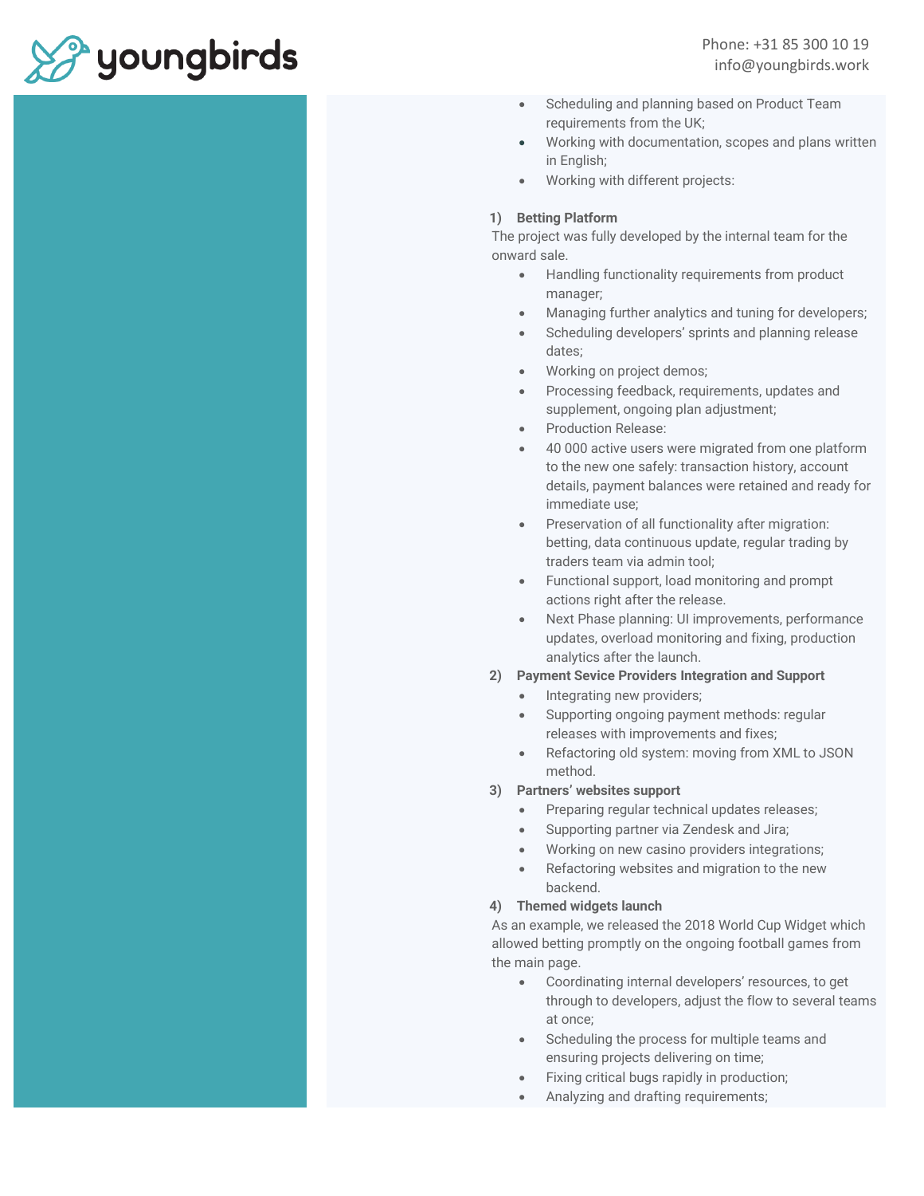- Scheduling and planning based on Product Team requirements from the UK;
- Working with documentation, scopes and plans written in English;
- Working with different projects:

**1) Betting Platform**

The project was fully developed by the internal team for the onward sale.

- Handling functionality requirements from product manager;
- Managing further analytics and tuning for developers;
- Scheduling developers' sprints and planning release dates;
- Working on project demos;
- Processing feedback, requirements, updates and supplement, ongoing plan adjustment;
- Production Release:
- 40 000 active users were migrated from one platform to the new one safely: transaction history, account details, payment balances were retained and ready for immediate use;
- Preservation of all functionality after migration: betting, data continuous update, regular trading by traders team via admin tool;
- Functional support, load monitoring and prompt actions right after the release.
- Next Phase planning: UI improvements, performance updates, overload monitoring and fixing, production analytics after the launch.

**2) Payment Sevice Providers Integration and Support**

- Integrating new providers;
- Supporting ongoing payment methods: regular releases with improvements and fixes;
- Refactoring old system: moving from XML to JSON method.

**3) Partners' websites support**

- Preparing regular technical updates releases;
- Supporting partner via Zendesk and Jira;
- Working on new casino providers integrations;
- Refactoring websites and migration to the new backend.

**4) Themed widgets launch**

As an example, we released the 2018 World Cup Widget which allowed betting promptly on the ongoing football games from the main page.

- Coordinating internal developers' resources, to get through to developers, adjust the flow to several teams at once;
- Scheduling the process for multiple teams and ensuring projects delivering on time;
- Fixing critical bugs rapidly in production;
- Analyzing and drafting requirements;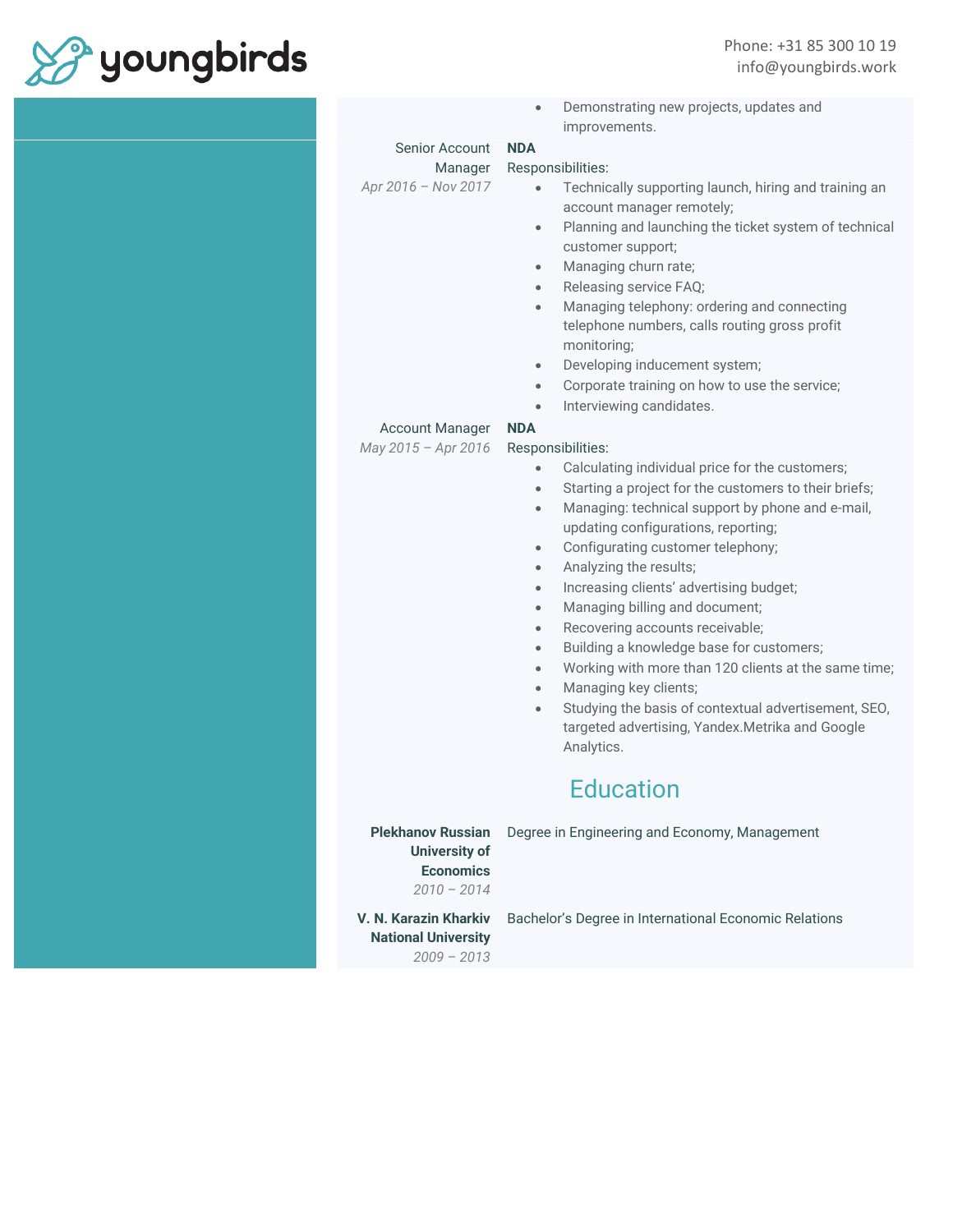- Demonstrating new projects, updates and improvements.

Senior Account Manager
*Apr 2016 – Nov 2017*

**NDA**

Responsibilities:

- Technically supporting launch, hiring and training an account manager remotely;
- Planning and launching the ticket system of technical customer support;
- Managing churn rate;
- Releasing service FAQ;
- Managing telephony: ordering and connecting telephone numbers, calls routing gross profit monitoring;
- Developing inducement system;
- Corporate training on how to use the service;
- Interviewing candidates.

Account Manager
*May 2015 – Apr 2016*

**NDA**

Responsibilities:

- Calculating individual price for the customers;
- Starting a project for the customers to their briefs;
- Managing: technical support by phone and e-mail, updating configurations, reporting;
- Configurating customer telephony;
- Analyzing the results;
- Increasing clients' advertising budget;
- Managing billing and document;
- Recovering accounts receivable;
- Building a knowledge base for customers;
- Working with more than 120 clients at the same time;
- Managing key clients;
- Studying the basis of contextual advertisement, SEO, targeted advertising, Yandex.Metrika and Google Analytics.

## Education

**Plekhanov Russian University of Economics**
*2010 – 2014*

Degree in Engineering and Economy, Management

**V. N. Karazin Kharkiv National University**
*2009 – 2013*

Bachelor's Degree in International Economic Relations